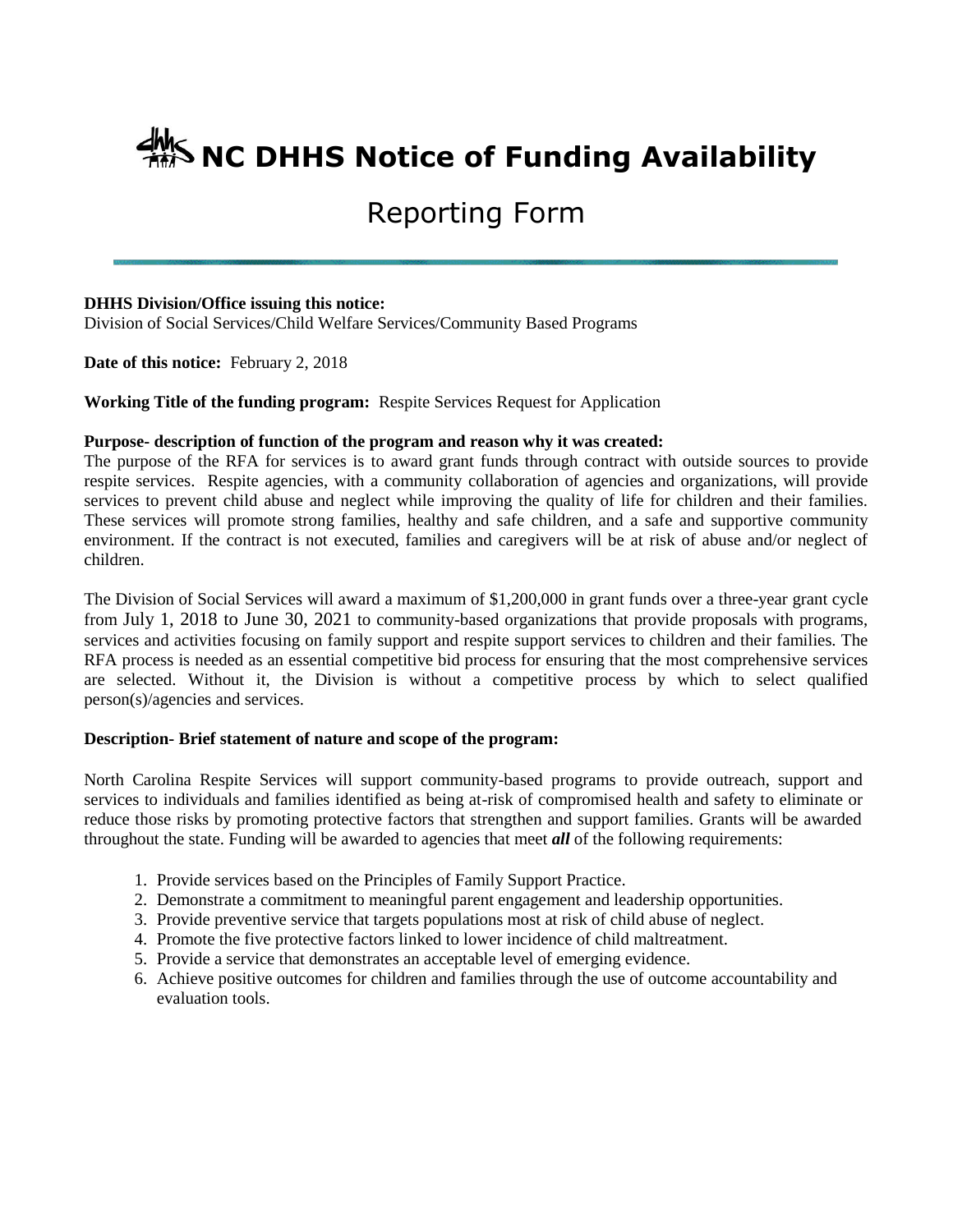# NC DHHS Notice of Funding Availability

## Reporting Form

**DHHS Division/Office issuing this notice:**
Division of Social Services/Child Welfare Services/Community Based Programs

**Date of this notice:** February 2, 2018

**Working Title of the funding program:** Respite Services Request for Application

**Purpose- description of function of the program and reason why it was created:**
The purpose of the RFA for services is to award grant funds through contract with outside sources to provide respite services. Respite agencies, with a community collaboration of agencies and organizations, will provide services to prevent child abuse and neglect while improving the quality of life for children and their families. These services will promote strong families, healthy and safe children, and a safe and supportive community environment. If the contract is not executed, families and caregivers will be at risk of abuse and/or neglect of children.

The Division of Social Services will award a maximum of $1,200,000 in grant funds over a three-year grant cycle from July 1, 2018 to June 30, 2021 to community-based organizations that provide proposals with programs, services and activities focusing on family support and respite support services to children and their families. The RFA process is needed as an essential competitive bid process for ensuring that the most comprehensive services are selected. Without it, the Division is without a competitive process by which to select qualified person(s)/agencies and services.

**Description- Brief statement of nature and scope of the program:**

North Carolina Respite Services will support community-based programs to provide outreach, support and services to individuals and families identified as being at-risk of compromised health and safety to eliminate or reduce those risks by promoting protective factors that strengthen and support families. Grants will be awarded throughout the state. Funding will be awarded to agencies that meet ***all*** of the following requirements:

1. Provide services based on the Principles of Family Support Practice.
2. Demonstrate a commitment to meaningful parent engagement and leadership opportunities.
3. Provide preventive service that targets populations most at risk of child abuse of neglect.
4. Promote the five protective factors linked to lower incidence of child maltreatment.
5. Provide a service that demonstrates an acceptable level of emerging evidence.
6. Achieve positive outcomes for children and families through the use of outcome accountability and evaluation tools.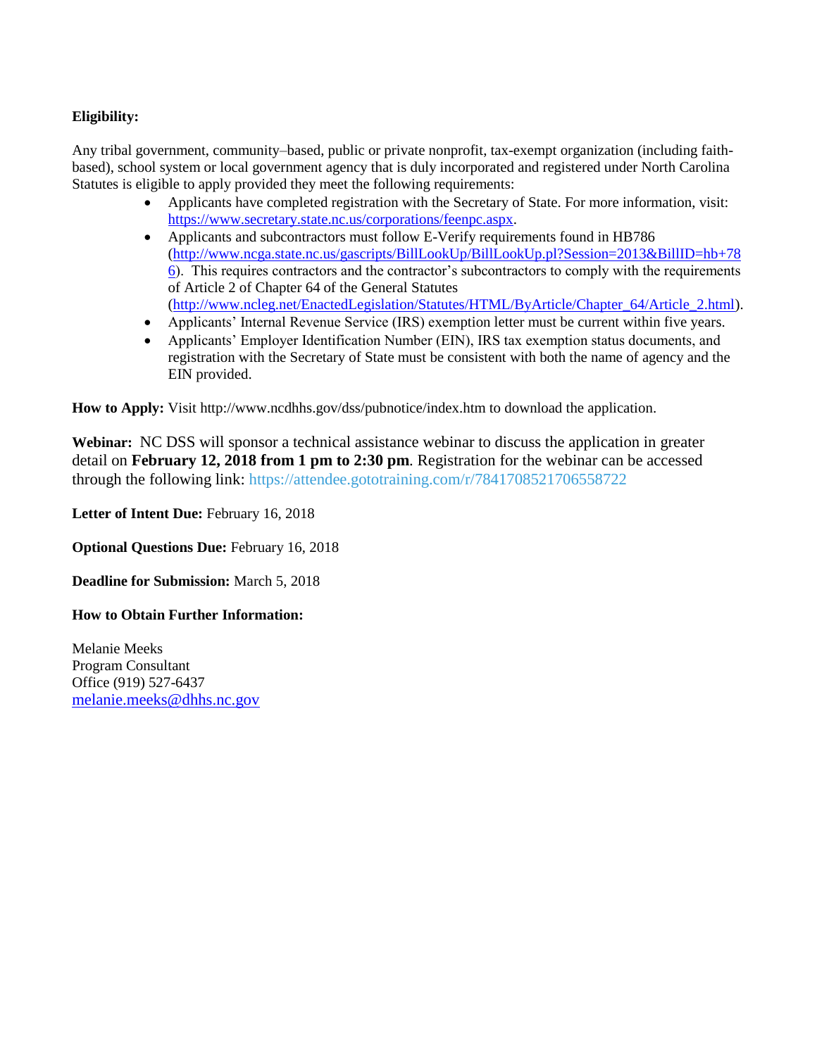**Eligibility:**

Any tribal government, community–based, public or private nonprofit, tax-exempt organization (including faith-based), school system or local government agency that is duly incorporated and registered under North Carolina Statutes is eligible to apply provided they meet the following requirements:

- Applicants have completed registration with the Secretary of State. For more information, visit: https://www.secretary.state.nc.us/corporations/feenpc.aspx.
- Applicants and subcontractors must follow E-Verify requirements found in HB786 (http://www.ncga.state.nc.us/gascripts/BillLookUp/BillLookUp.pl?Session=2013&BillID=hb+786). This requires contractors and the contractor's subcontractors to comply with the requirements of Article 2 of Chapter 64 of the General Statutes (http://www.ncleg.net/EnactedLegislation/Statutes/HTML/ByArticle/Chapter_64/Article_2.html).
- Applicants' Internal Revenue Service (IRS) exemption letter must be current within five years.
- Applicants' Employer Identification Number (EIN), IRS tax exemption status documents, and registration with the Secretary of State must be consistent with both the name of agency and the EIN provided.

**How to Apply:** Visit http://www.ncdhhs.gov/dss/pubnotice/index.htm to download the application.

**Webinar:** NC DSS will sponsor a technical assistance webinar to discuss the application in greater detail on **February 12, 2018 from 1 pm to 2:30 pm**. Registration for the webinar can be accessed through the following link: https://attendee.gotottraining.com/r/7841708521706558722

**Letter of Intent Due:** February 16, 2018

**Optional Questions Due:** February 16, 2018

**Deadline for Submission:** March 5, 2018

**How to Obtain Further Information:**

Melanie Meeks
Program Consultant
Office (919) 527-6437
melanie.meeks@dhhs.nc.gov